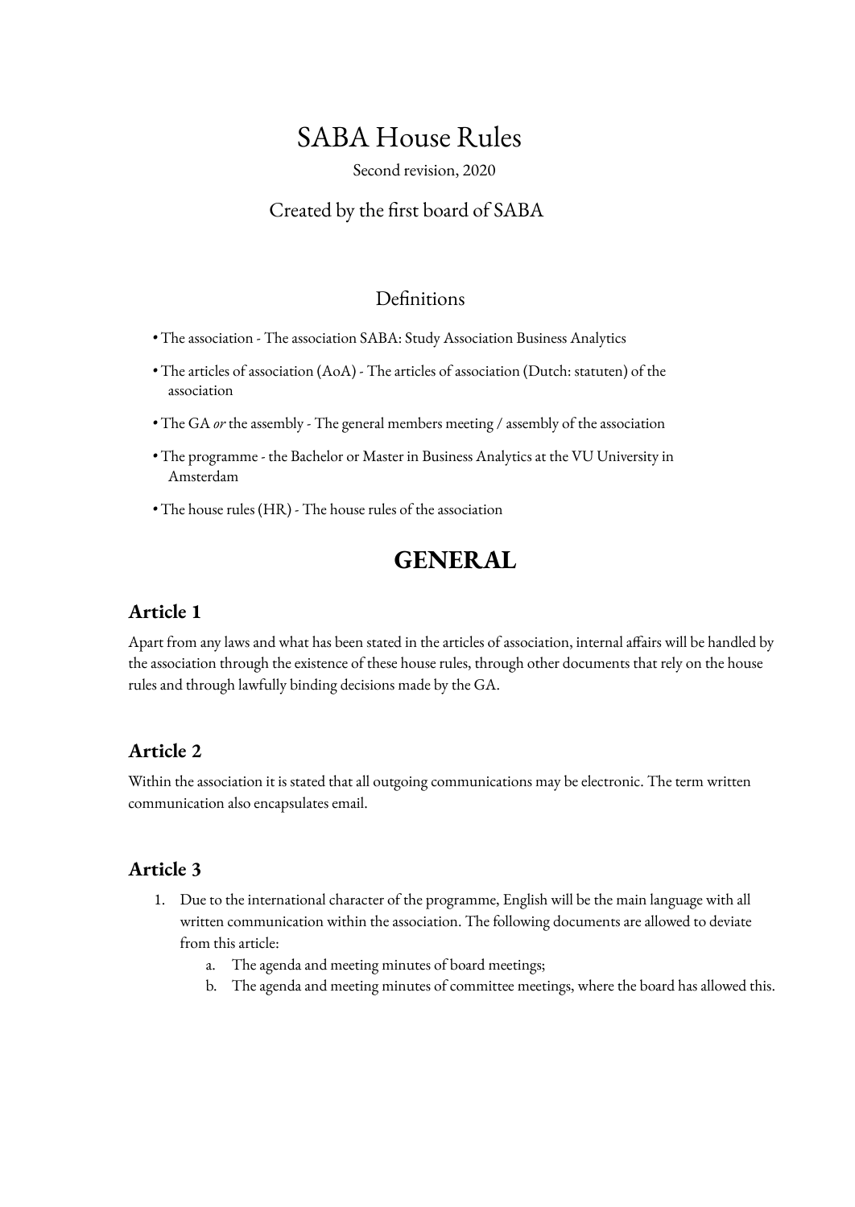# SABA House Rules

Second revision, 2020

Created by the first board of SABA

## Definitions

- The association - The association SABA: Study Association Business Analytics
- The articles of association (AoA) - The articles of association (Dutch: statuten) of the association
- The GA *or* the assembly - The general members meeting / assembly of the association
- The programme - the Bachelor or Master in Business Analytics at the VU University in Amsterdam
- The house rules (HR) - The house rules of the association

## GENERAL

### Article 1

Apart from any laws and what has been stated in the articles of association, internal affairs will be handled by the association through the existence of these house rules, through other documents that rely on the house rules and through lawfully binding decisions made by the GA.

### Article 2

Within the association it is stated that all outgoing communications may be electronic. The term written communication also encapsulates email.

### Article 3

1. Due to the international character of the programme, English will be the main language with all written communication within the association. The following documents are allowed to deviate from this article:
    a. The agenda and meeting minutes of board meetings;
    b. The agenda and meeting minutes of committee meetings, where the board has allowed this.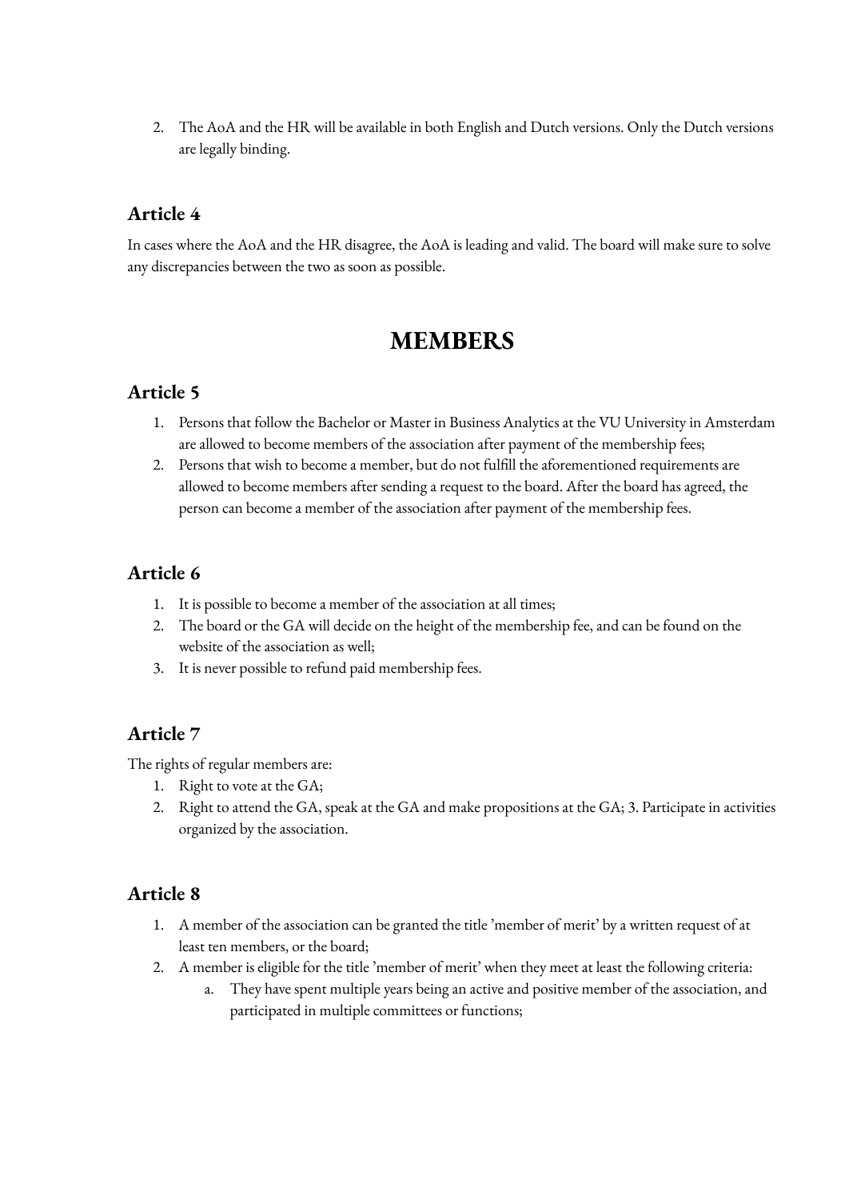2. The AoA and the HR will be available in both English and Dutch versions. Only the Dutch versions are legally binding.

### Article 4

In cases where the AoA and the HR disagree, the AoA is leading and valid. The board will make sure to solve any discrepancies between the two as soon as possible.

## MEMBERS

### Article 5

1. Persons that follow the Bachelor or Master in Business Analytics at the VU University in Amsterdam are allowed to become members of the association after payment of the membership fees;
2. Persons that wish to become a member, but do not fulfill the aforementioned requirements are allowed to become members after sending a request to the board. After the board has agreed, the person can become a member of the association after payment of the membership fees.

### Article 6

1. It is possible to become a member of the association at all times;
2. The board or the GA will decide on the height of the membership fee, and can be found on the website of the association as well;
3. It is never possible to refund paid membership fees.

### Article 7

The rights of regular members are:

1. Right to vote at the GA;
2. Right to attend the GA, speak at the GA and make propositions at the GA; 3. Participate in activities organized by the association.

### Article 8

1. A member of the association can be granted the title 'member of merit' by a written request of at least ten members, or the board;
2. A member is eligible for the title 'member of merit' when they meet at least the following criteria:
    a. They have spent multiple years being an active and positive member of the association, and participated in multiple committees or functions;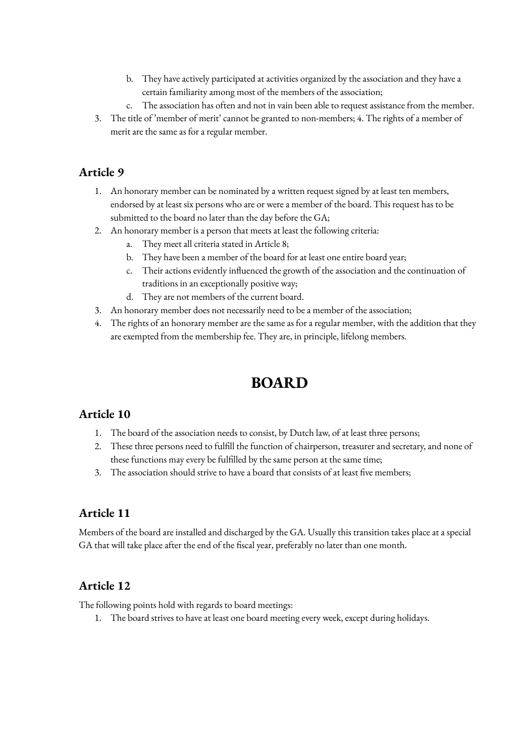b. They have actively participated at activities organized by the association and they have a certain familiarity among most of the members of the association;
   c. The association has often and not in vain been able to request assistance from the member.
3. The title of 'member of merit' cannot be granted to non-members; 4. The rights of a member of merit are the same as for a regular member.

## Article 9

1. An honorary member can be nominated by a written request signed by at least ten members, endorsed by at least six persons who are or were a member of the board. This request has to be submitted to the board no later than the day before the GA;
2. An honorary member is a person that meets at least the following criteria:
   a. They meet all criteria stated in Article 8;
   b. They have been a member of the board for at least one entire board year;
   c. Their actions evidently influenced the growth of the association and the continuation of traditions in an exceptionally positive way;
   d. They are not members of the current board.
3. An honorary member does not necessarily need to be a member of the association;
4. The rights of an honorary member are the same as for a regular member, with the addition that they are exempted from the membership fee. They are, in principle, lifelong members.

# BOARD

## Article 10

1. The board of the association needs to consist, by Dutch law, of at least three persons;
2. These three persons need to fulfill the function of chairperson, treasurer and secretary, and none of these functions may every be fulfilled by the same person at the same time;
3. The association should strive to have a board that consists of at least five members;

## Article 11

Members of the board are installed and discharged by the GA. Usually this transition takes place at a special GA that will take place after the end of the fiscal year, preferably no later than one month.

## Article 12

The following points hold with regards to board meetings:

1. The board strives to have at least one board meeting every week, except during holidays.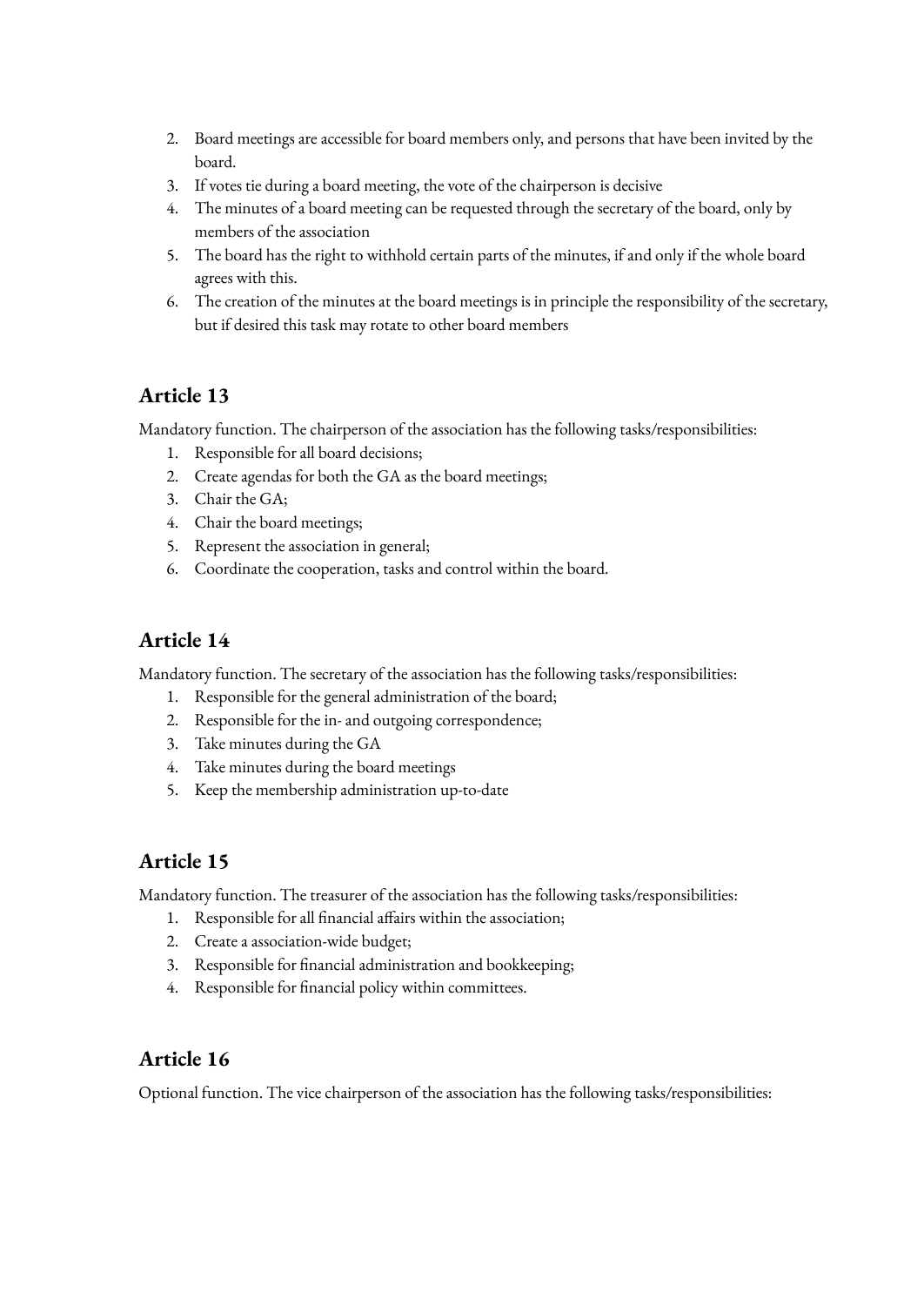2. Board meetings are accessible for board members only, and persons that have been invited by the board.
3. If votes tie during a board meeting, the vote of the chairperson is decisive
4. The minutes of a board meeting can be requested through the secretary of the board, only by members of the association
5. The board has the right to withhold certain parts of the minutes, if and only if the whole board agrees with this.
6. The creation of the minutes at the board meetings is in principle the responsibility of the secretary, but if desired this task may rotate to other board members

## Article 13

Mandatory function. The chairperson of the association has the following tasks/responsibilities:

1. Responsible for all board decisions;
2. Create agendas for both the GA as the board meetings;
3. Chair the GA;
4. Chair the board meetings;
5. Represent the association in general;
6. Coordinate the cooperation, tasks and control within the board.

## Article 14

Mandatory function. The secretary of the association has the following tasks/responsibilities:

1. Responsible for the general administration of the board;
2. Responsible for the in- and outgoing correspondence;
3. Take minutes during the GA
4. Take minutes during the board meetings
5. Keep the membership administration up-to-date

## Article 15

Mandatory function. The treasurer of the association has the following tasks/responsibilities:

1. Responsible for all financial affairs within the association;
2. Create a association-wide budget;
3. Responsible for financial administration and bookkeeping;
4. Responsible for financial policy within committees.

## Article 16

Optional function. The vice chairperson of the association has the following tasks/responsibilities: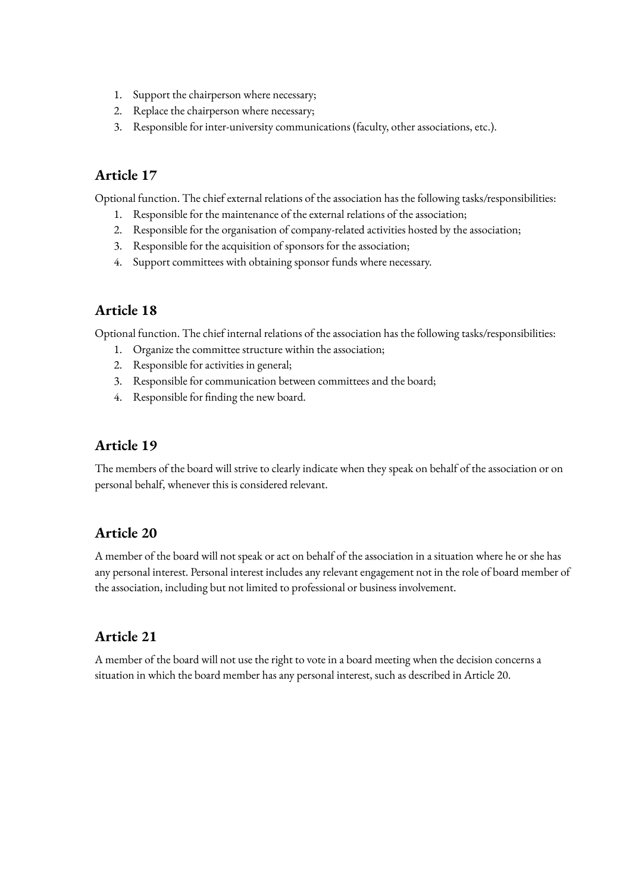1. Support the chairperson where necessary;
2. Replace the chairperson where necessary;
3. Responsible for inter-university communications (faculty, other associations, etc.).

## Article 17

Optional function. The chief external relations of the association has the following tasks/responsibilities:

1. Responsible for the maintenance of the external relations of the association;
2. Responsible for the organisation of company-related activities hosted by the association;
3. Responsible for the acquisition of sponsors for the association;
4. Support committees with obtaining sponsor funds where necessary.

## Article 18

Optional function. The chief internal relations of the association has the following tasks/responsibilities:

1. Organize the committee structure within the association;
2. Responsible for activities in general;
3. Responsible for communication between committees and the board;
4. Responsible for finding the new board.

## Article 19

The members of the board will strive to clearly indicate when they speak on behalf of the association or on personal behalf, whenever this is considered relevant.

## Article 20

A member of the board will not speak or act on behalf of the association in a situation where he or she has any personal interest. Personal interest includes any relevant engagement not in the role of board member of the association, including but not limited to professional or business involvement.

## Article 21

A member of the board will not use the right to vote in a board meeting when the decision concerns a situation in which the board member has any personal interest, such as described in Article 20.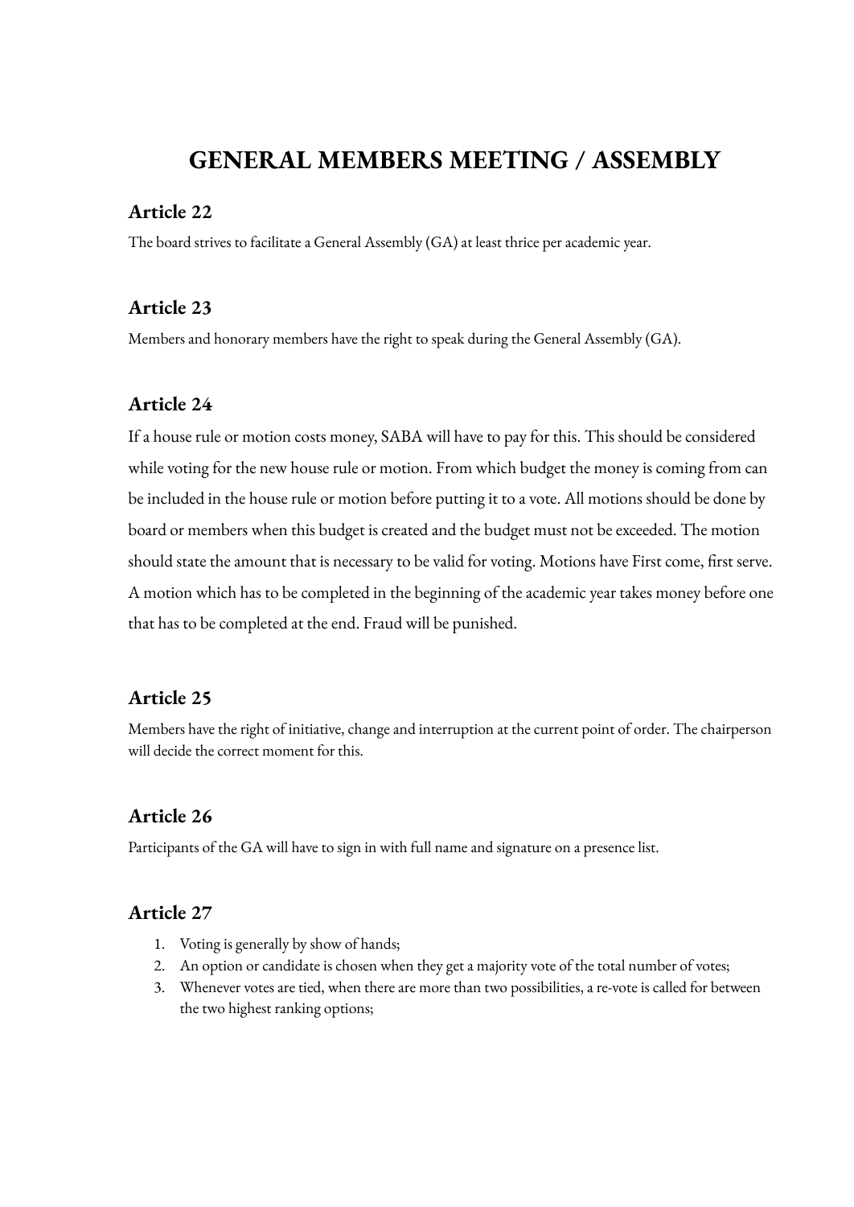# GENERAL MEMBERS MEETING / ASSEMBLY

## Article 22

The board strives to facilitate a General Assembly (GA) at least thrice per academic year.

## Article 23

Members and honorary members have the right to speak during the General Assembly (GA).

## Article 24

If a house rule or motion costs money, SABA will have to pay for this. This should be considered while voting for the new house rule or motion. From which budget the money is coming from can be included in the house rule or motion before putting it to a vote. All motions should be done by board or members when this budget is created and the budget must not be exceeded. The motion should state the amount that is necessary to be valid for voting. Motions have First come, first serve. A motion which has to be completed in the beginning of the academic year takes money before one that has to be completed at the end. Fraud will be punished.

## Article 25

Members have the right of initiative, change and interruption at the current point of order. The chairperson will decide the correct moment for this.

## Article 26

Participants of the GA will have to sign in with full name and signature on a presence list.

## Article 27

1. Voting is generally by show of hands;
2. An option or candidate is chosen when they get a majority vote of the total number of votes;
3. Whenever votes are tied, when there are more than two possibilities, a re-vote is called for between the two highest ranking options;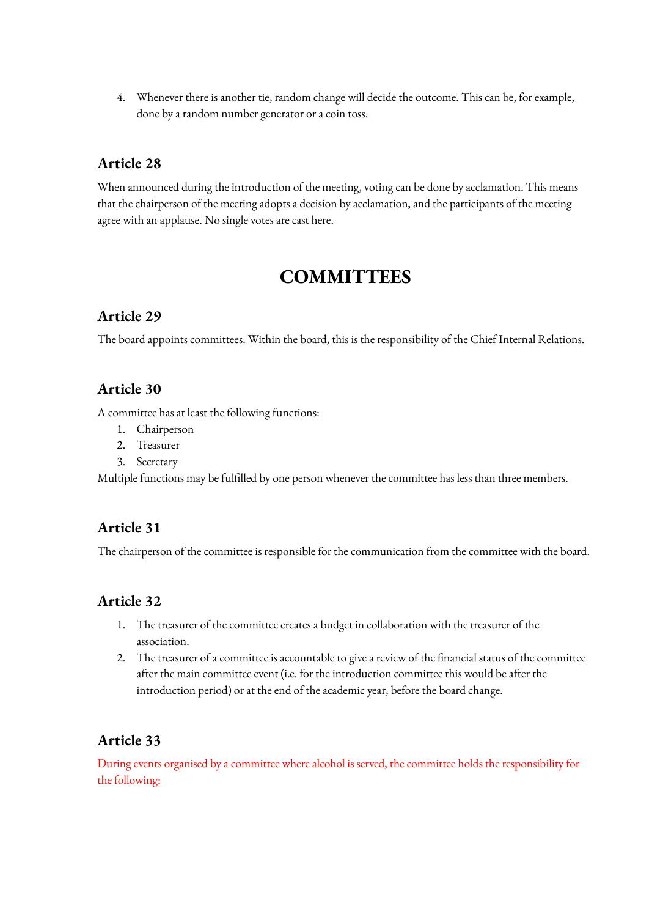4. Whenever there is another tie, random change will decide the outcome. This can be, for example, done by a random number generator or a coin toss.

### Article 28

When announced during the introduction of the meeting, voting can be done by acclamation. This means that the chairperson of the meeting adopts a decision by acclamation, and the participants of the meeting agree with an applause. No single votes are cast here.

## COMMITTEES

### Article 29

The board appoints committees. Within the board, this is the responsibility of the Chief Internal Relations.

### Article 30

A committee has at least the following functions:

1. Chairperson
2. Treasurer
3. Secretary

Multiple functions may be fulfilled by one person whenever the committee has less than three members.

### Article 31

The chairperson of the committee is responsible for the communication from the committee with the board.

### Article 32

1. The treasurer of the committee creates a budget in collaboration with the treasurer of the association.
2. The treasurer of a committee is accountable to give a review of the financial status of the committee after the main committee event (i.e. for the introduction committee this would be after the introduction period) or at the end of the academic year, before the board change.

### Article 33

During events organised by a committee where alcohol is served, the committee holds the responsibility for the following: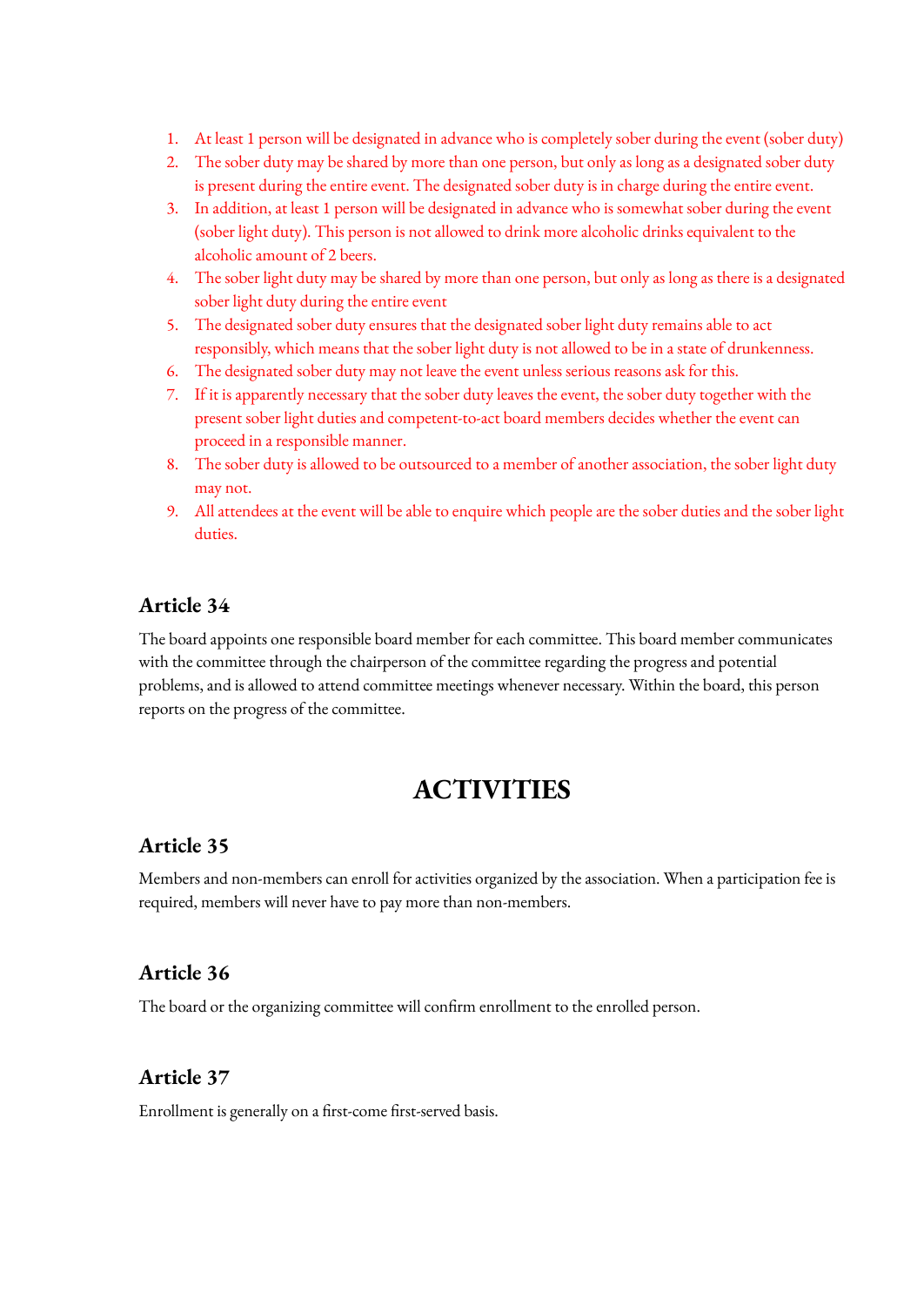1. At least 1 person will be designated in advance who is completely sober during the event (sober duty)
2. The sober duty may be shared by more than one person, but only as long as a designated sober duty is present during the entire event. The designated sober duty is in charge during the entire event.
3. In addition, at least 1 person will be designated in advance who is somewhat sober during the event (sober light duty). This person is not allowed to drink more alcoholic drinks equivalent to the alcoholic amount of 2 beers.
4. The sober light duty may be shared by more than one person, but only as long as there is a designated sober light duty during the entire event
5. The designated sober duty ensures that the designated sober light duty remains able to act responsibly, which means that the sober light duty is not allowed to be in a state of drunkenness.
6. The designated sober duty may not leave the event unless serious reasons ask for this.
7. If it is apparently necessary that the sober duty leaves the event, the sober duty together with the present sober light duties and competent-to-act board members decides whether the event can proceed in a responsible manner.
8. The sober duty is allowed to be outsourced to a member of another association, the sober light duty may not.
9. All attendees at the event will be able to enquire which people are the sober duties and the sober light duties.

### Article 34

The board appoints one responsible board member for each committee. This board member communicates with the committee through the chairperson of the committee regarding the progress and potential problems, and is allowed to attend committee meetings whenever necessary. Within the board, this person reports on the progress of the committee.

## ACTIVITIES

### Article 35

Members and non-members can enroll for activities organized by the association. When a participation fee is required, members will never have to pay more than non-members.

### Article 36

The board or the organizing committee will confirm enrollment to the enrolled person.

### Article 37

Enrollment is generally on a first-come first-served basis.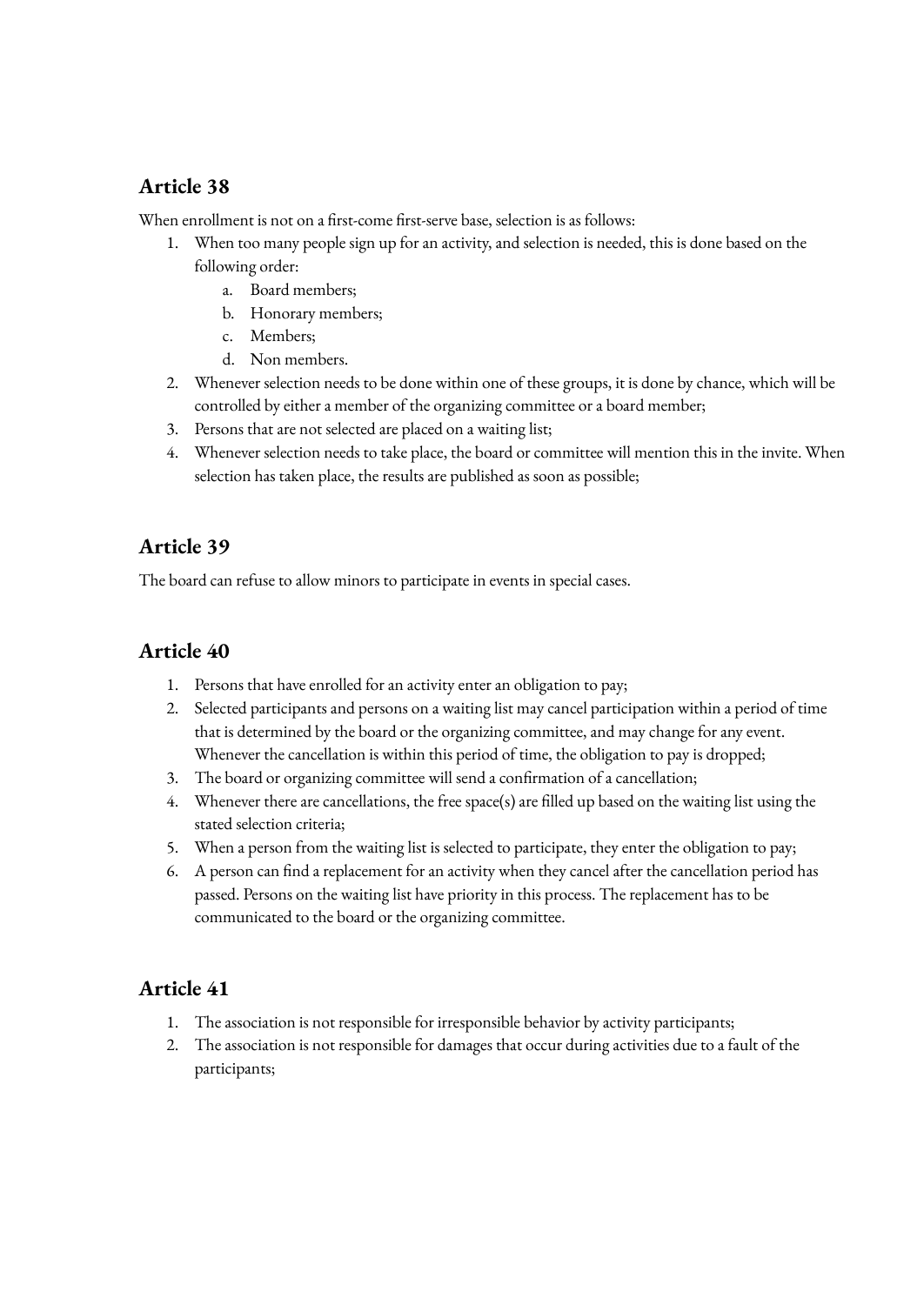## Article 38

When enrollment is not on a first-come first-serve base, selection is as follows:

1. When too many people sign up for an activity, and selection is needed, this is done based on the following order:
   a. Board members;
   b. Honorary members;
   c. Members;
   d. Non members.
2. Whenever selection needs to be done within one of these groups, it is done by chance, which will be controlled by either a member of the organizing committee or a board member;
3. Persons that are not selected are placed on a waiting list;
4. Whenever selection needs to take place, the board or committee will mention this in the invite. When selection has taken place, the results are published as soon as possible;

## Article 39

The board can refuse to allow minors to participate in events in special cases.

## Article 40

1. Persons that have enrolled for an activity enter an obligation to pay;
2. Selected participants and persons on a waiting list may cancel participation within a period of time that is determined by the board or the organizing committee, and may change for any event. Whenever the cancellation is within this period of time, the obligation to pay is dropped;
3. The board or organizing committee will send a confirmation of a cancellation;
4. Whenever there are cancellations, the free space(s) are filled up based on the waiting list using the stated selection criteria;
5. When a person from the waiting list is selected to participate, they enter the obligation to pay;
6. A person can find a replacement for an activity when they cancel after the cancellation period has passed. Persons on the waiting list have priority in this process. The replacement has to be communicated to the board or the organizing committee.

## Article 41

1. The association is not responsible for irresponsible behavior by activity participants;
2. The association is not responsible for damages that occur during activities due to a fault of the participants;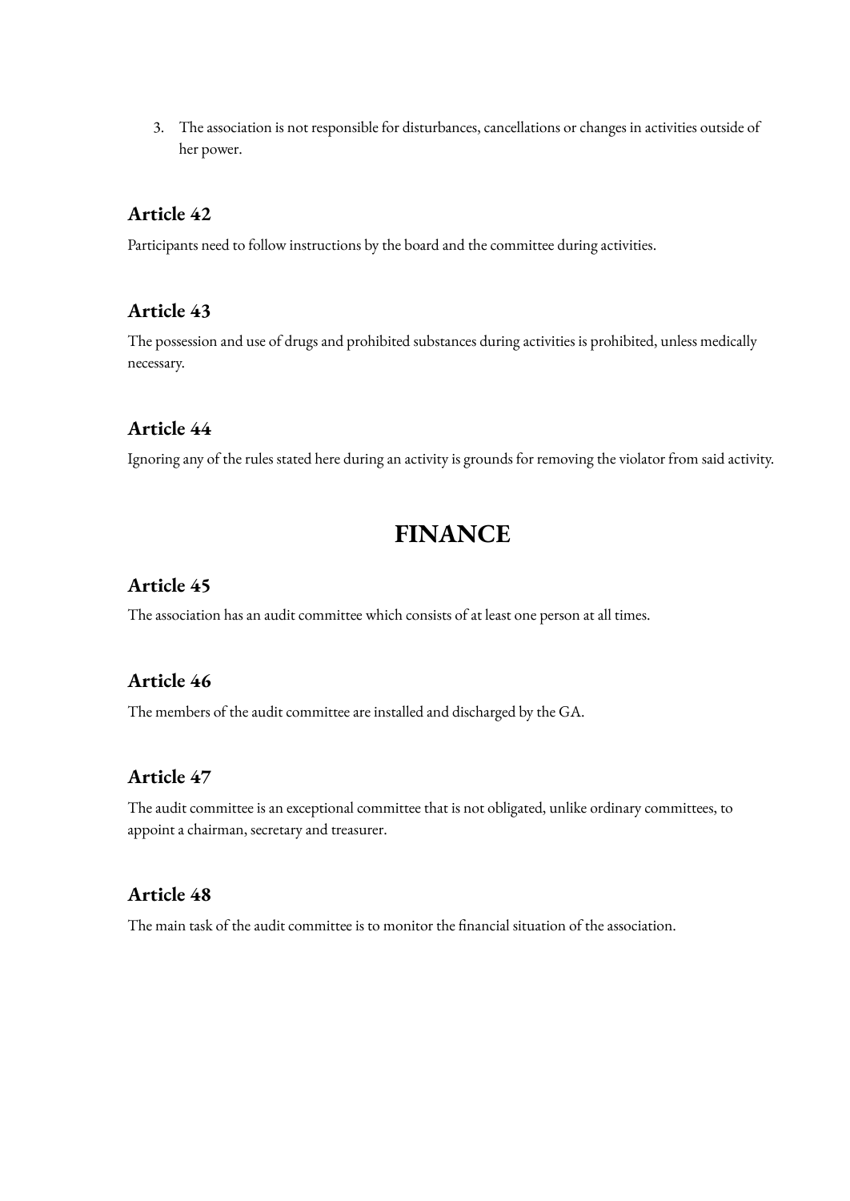3. The association is not responsible for disturbances, cancellations or changes in activities outside of her power.

### Article 42

Participants need to follow instructions by the board and the committee during activities.

### Article 43

The possession and use of drugs and prohibited substances during activities is prohibited, unless medically necessary.

### Article 44

Ignoring any of the rules stated here during an activity is grounds for removing the violator from said activity.

## FINANCE

### Article 45

The association has an audit committee which consists of at least one person at all times.

### Article 46

The members of the audit committee are installed and discharged by the GA.

### Article 47

The audit committee is an exceptional committee that is not obligated, unlike ordinary committees, to appoint a chairman, secretary and treasurer.

### Article 48

The main task of the audit committee is to monitor the financial situation of the association.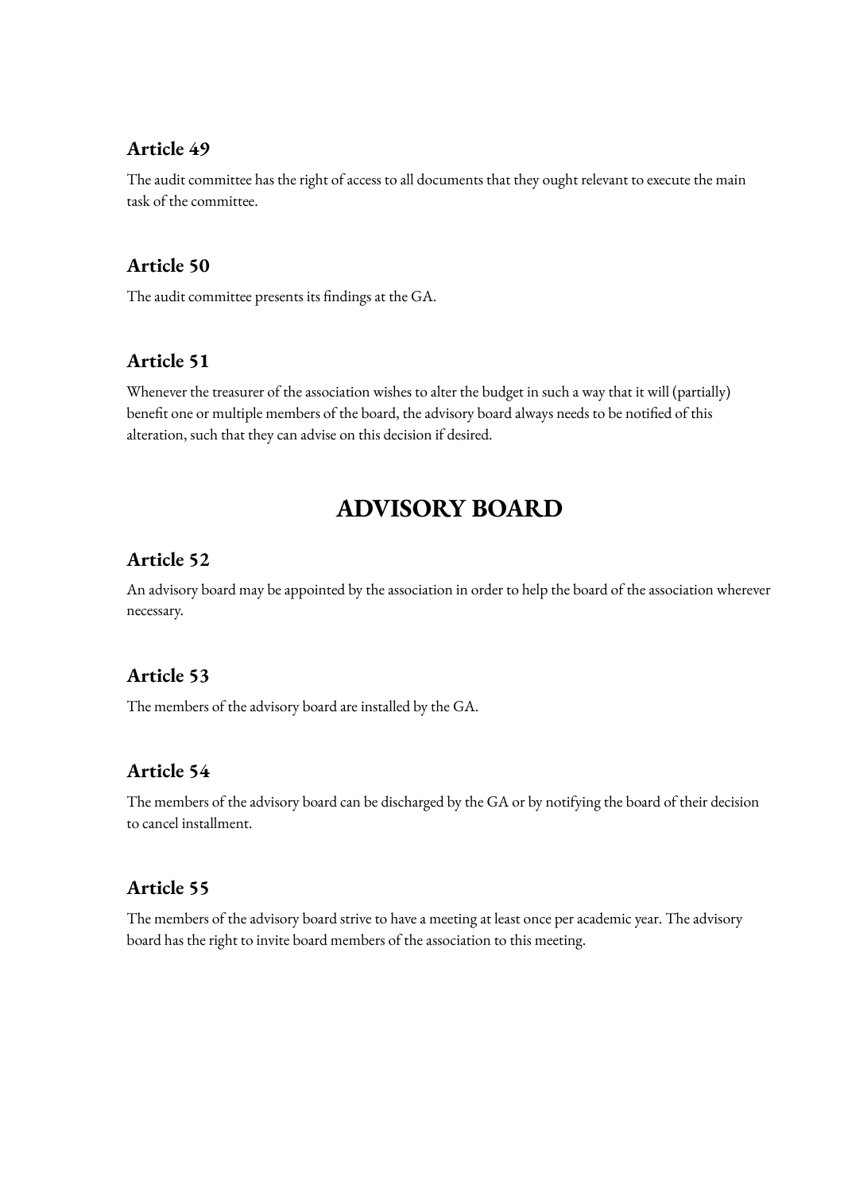### Article 49

The audit committee has the right of access to all documents that they ought relevant to execute the main task of the committee.

### Article 50

The audit committee presents its findings at the GA.

### Article 51

Whenever the treasurer of the association wishes to alter the budget in such a way that it will (partially) benefit one or multiple members of the board, the advisory board always needs to be notified of this alteration, such that they can advise on this decision if desired.

## ADVISORY BOARD

### Article 52

An advisory board may be appointed by the association in order to help the board of the association wherever necessary.

### Article 53

The members of the advisory board are installed by the GA.

### Article 54

The members of the advisory board can be discharged by the GA or by notifying the board of their decision to cancel installment.

### Article 55

The members of the advisory board strive to have a meeting at least once per academic year. The advisory board has the right to invite board members of the association to this meeting.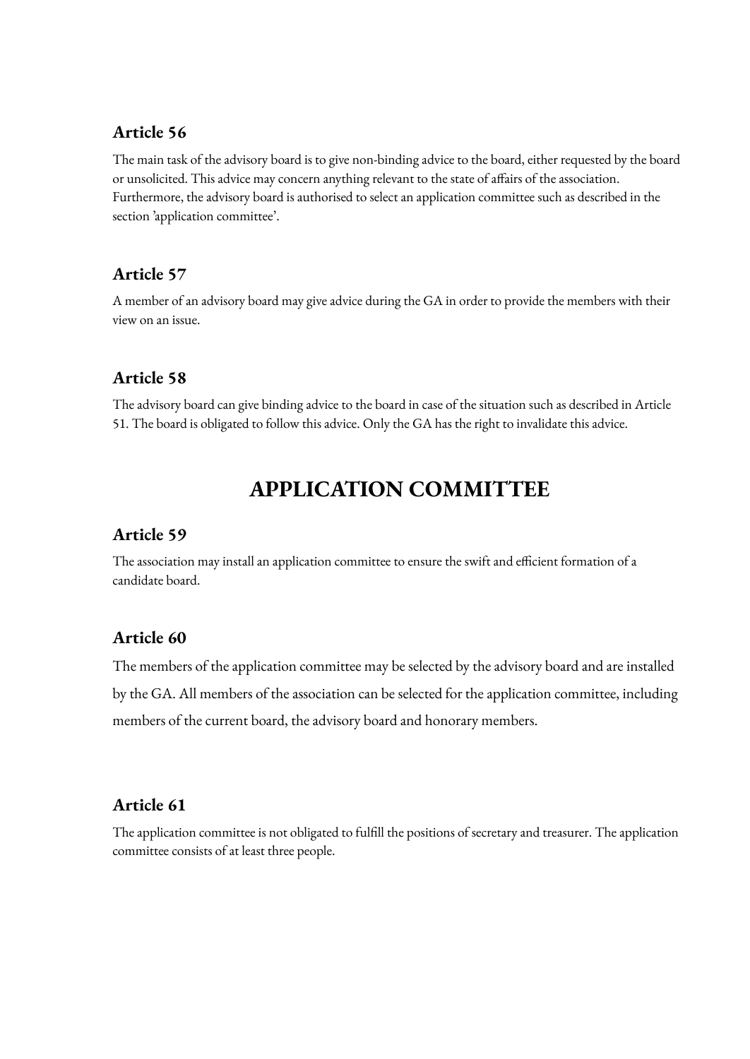### Article 56

The main task of the advisory board is to give non-binding advice to the board, either requested by the board or unsolicited. This advice may concern anything relevant to the state of affairs of the association. Furthermore, the advisory board is authorised to select an application committee such as described in the section 'application committee'.

### Article 57

A member of an advisory board may give advice during the GA in order to provide the members with their view on an issue.

### Article 58

The advisory board can give binding advice to the board in case of the situation such as described in Article 51. The board is obligated to follow this advice. Only the GA has the right to invalidate this advice.

## APPLICATION COMMITTEE

### Article 59

The association may install an application committee to ensure the swift and efficient formation of a candidate board.

### Article 60

The members of the application committee may be selected by the advisory board and are installed by the GA. All members of the association can be selected for the application committee, including members of the current board, the advisory board and honorary members.

### Article 61

The application committee is not obligated to fulfill the positions of secretary and treasurer. The application committee consists of at least three people.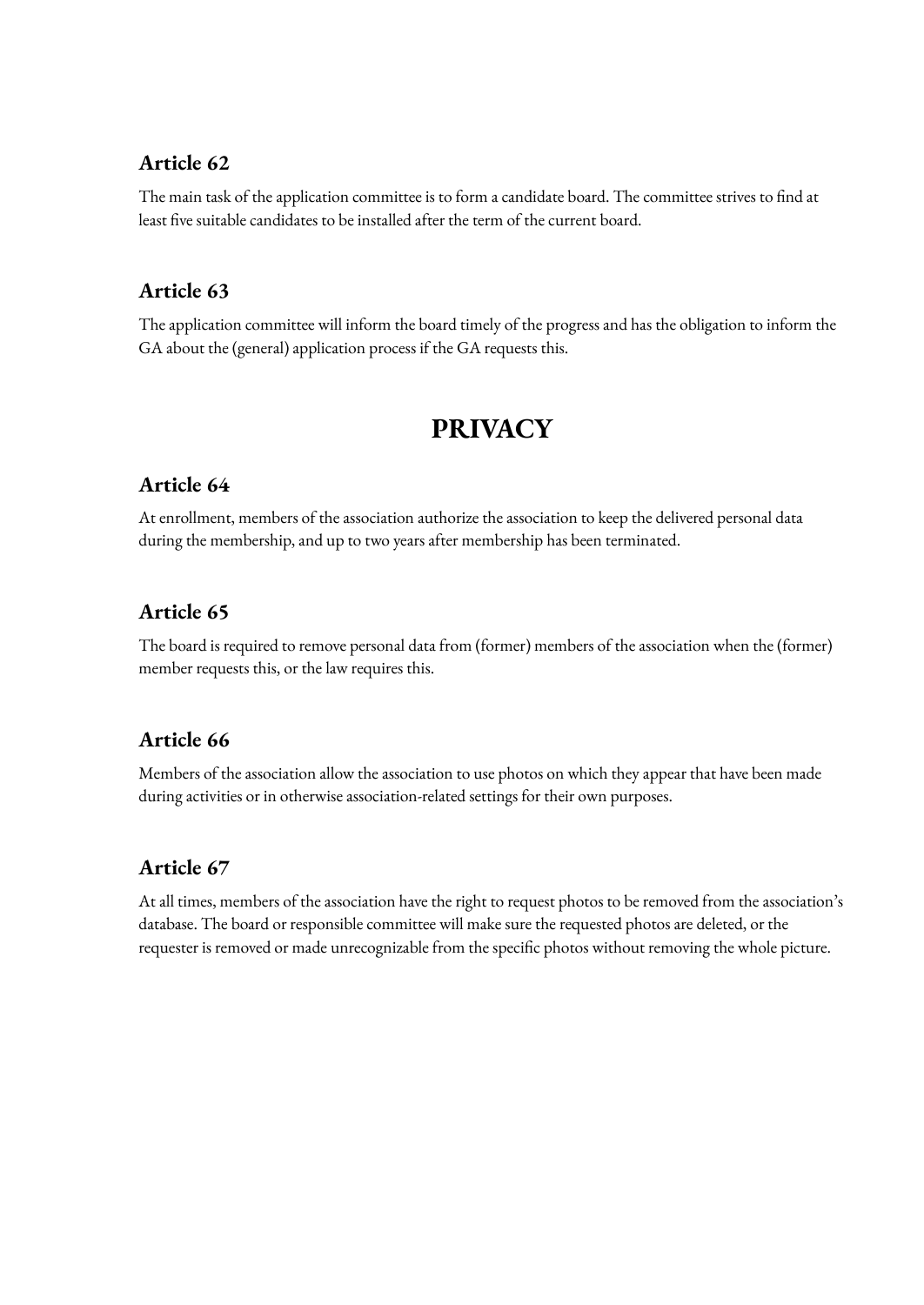### Article 62

The main task of the application committee is to form a candidate board. The committee strives to find at least five suitable candidates to be installed after the term of the current board.

### Article 63

The application committee will inform the board timely of the progress and has the obligation to inform the GA about the (general) application process if the GA requests this.

## PRIVACY

### Article 64

At enrollment, members of the association authorize the association to keep the delivered personal data during the membership, and up to two years after membership has been terminated.

### Article 65

The board is required to remove personal data from (former) members of the association when the (former) member requests this, or the law requires this.

### Article 66

Members of the association allow the association to use photos on which they appear that have been made during activities or in otherwise association-related settings for their own purposes.

### Article 67

At all times, members of the association have the right to request photos to be removed from the association's database. The board or responsible committee will make sure the requested photos are deleted, or the requester is removed or made unrecognizable from the specific photos without removing the whole picture.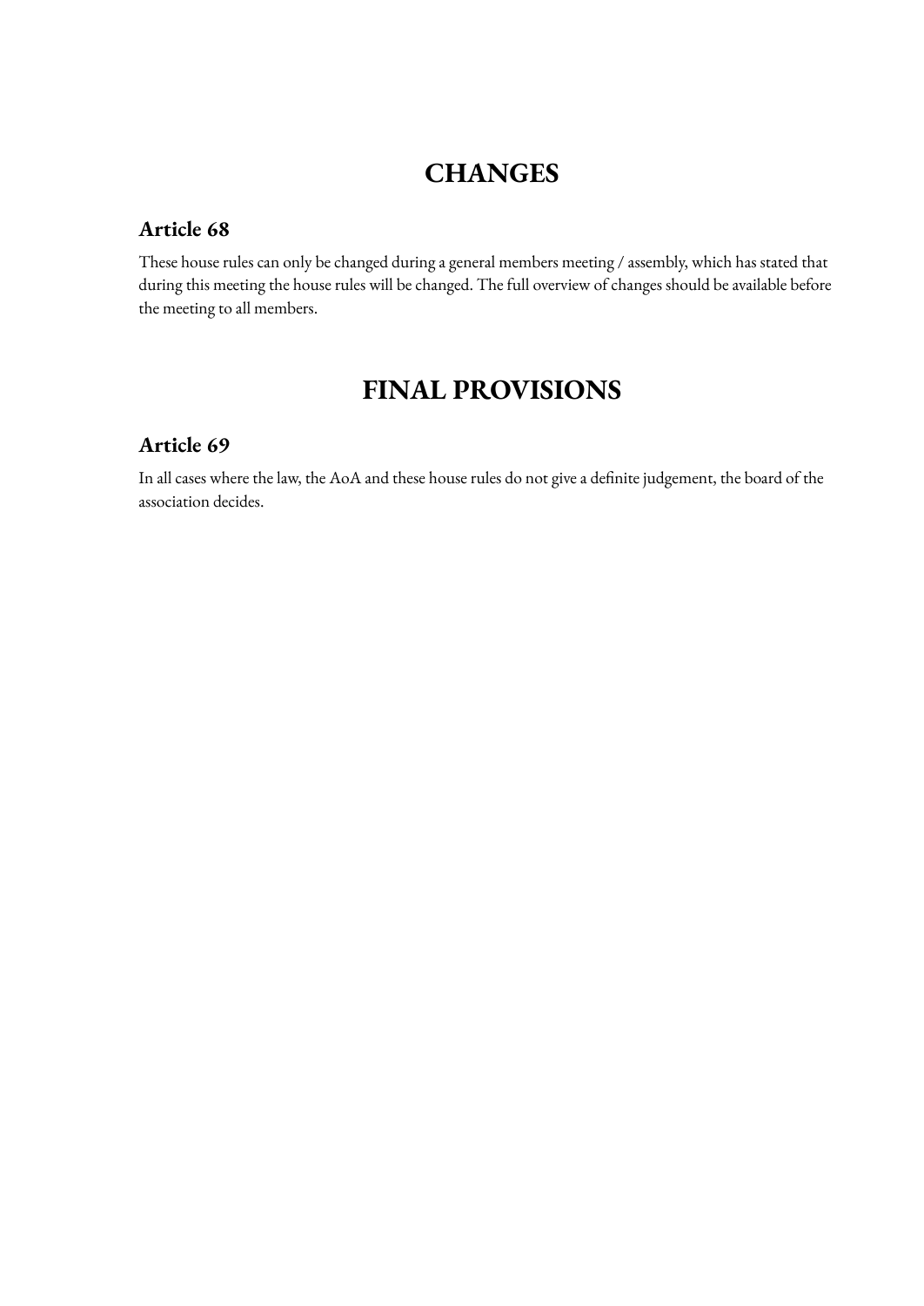## CHANGES

### Article 68

These house rules can only be changed during a general members meeting / assembly, which has stated that during this meeting the house rules will be changed. The full overview of changes should be available before the meeting to all members.

## FINAL PROVISIONS

### Article 69

In all cases where the law, the AoA and these house rules do not give a definite judgement, the board of the association decides.